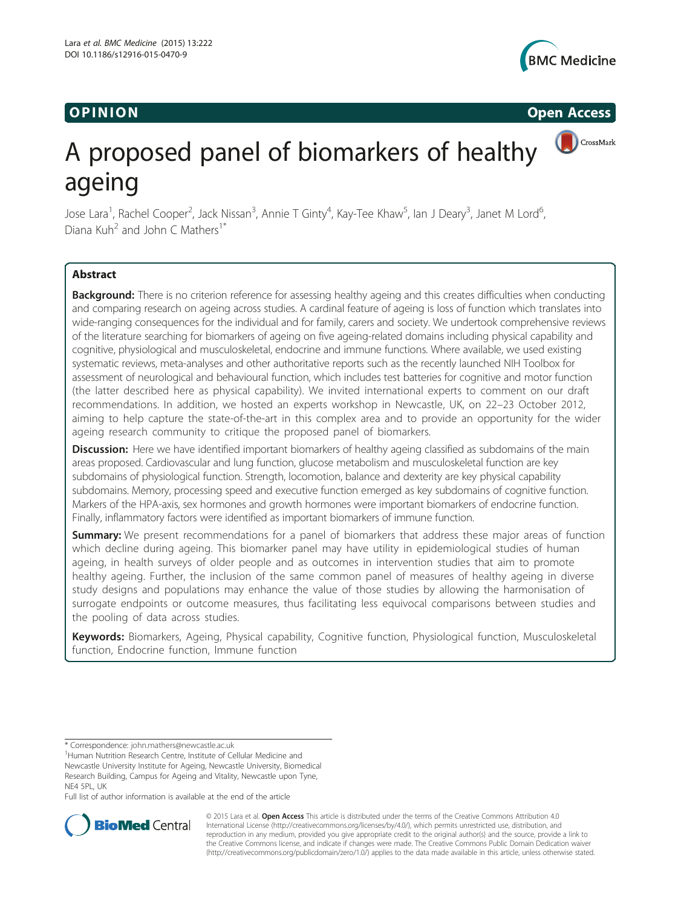OPINION Open Access

# A proposed panel of biomarkers of healthy ageing

Jose Lara[1], Rachel Cooper[2], Jack Nissan[3], Annie T Ginty[4], Kay-Tee Khaw[5], Ian J Deary[3], Janet M Lord[6], Diana Kuh[2] and John C Mathers[1*]

## Abstract

**Background:** There is no criterion reference for assessing healthy ageing and this creates difficulties when conducting and comparing research on ageing across studies. A cardinal feature of ageing is loss of function which translates into wide-ranging consequences for the individual and for family, carers and society. We undertook comprehensive reviews of the literature searching for biomarkers of ageing on five ageing-related domains including physical capability and cognitive, physiological and musculoskeletal, endocrine and immune functions. Where available, we used existing systematic reviews, meta-analyses and other authoritative reports such as the recently launched NIH Toolbox for assessment of neurological and behavioural function, which includes test batteries for cognitive and motor function (the latter described here as physical capability). We invited international experts to comment on our draft recommendations. In addition, we hosted an experts workshop in Newcastle, UK, on 22–23 October 2012, aiming to help capture the state-of-the-art in this complex area and to provide an opportunity for the wider ageing research community to critique the proposed panel of biomarkers.

**Discussion:** Here we have identified important biomarkers of healthy ageing classified as subdomains of the main areas proposed. Cardiovascular and lung function, glucose metabolism and musculoskeletal function are key subdomains of physiological function. Strength, locomotion, balance and dexterity are key physical capability subdomains. Memory, processing speed and executive function emerged as key subdomains of cognitive function. Markers of the HPA-axis, sex hormones and growth hormones were important biomarkers of endocrine function. Finally, inflammatory factors were identified as important biomarkers of immune function.

**Summary:** We present recommendations for a panel of biomarkers that address these major areas of function which decline during ageing. This biomarker panel may have utility in epidemiological studies of human ageing, in health surveys of older people and as outcomes in intervention studies that aim to promote healthy ageing. Further, the inclusion of the same common panel of measures of healthy ageing in diverse study designs and populations may enhance the value of those studies by allowing the harmonisation of surrogate endpoints or outcome measures, thus facilitating less equivocal comparisons between studies and the pooling of data across studies.

**Keywords:** Biomarkers, Ageing, Physical capability, Cognitive function, Physiological function, Musculoskeletal function, Endocrine function, Immune function

---

* Correspondence: john.mathers@newcastle.ac.uk
[1]Human Nutrition Research Centre, Institute of Cellular Medicine and Newcastle University Institute for Ageing, Newcastle University, Biomedical Research Building, Campus for Ageing and Vitality, Newcastle upon Tyne, NE4 5PL, UK
Full list of author information is available at the end of the article

© 2015 Lara et al. **Open Access** This article is distributed under the terms of the Creative Commons Attribution 4.0 International License (http://creativecommons.org/licenses/by/4.0/), which permits unrestricted use, distribution, and reproduction in any medium, provided you give appropriate credit to the original author(s) and the source, provide a link to the Creative Commons license, and indicate if changes were made. The Creative Commons Public Domain Dedication waiver (http://creativecommons.org/publicdomain/zero/1.0/) applies to the data made available in this article, unless otherwise stated.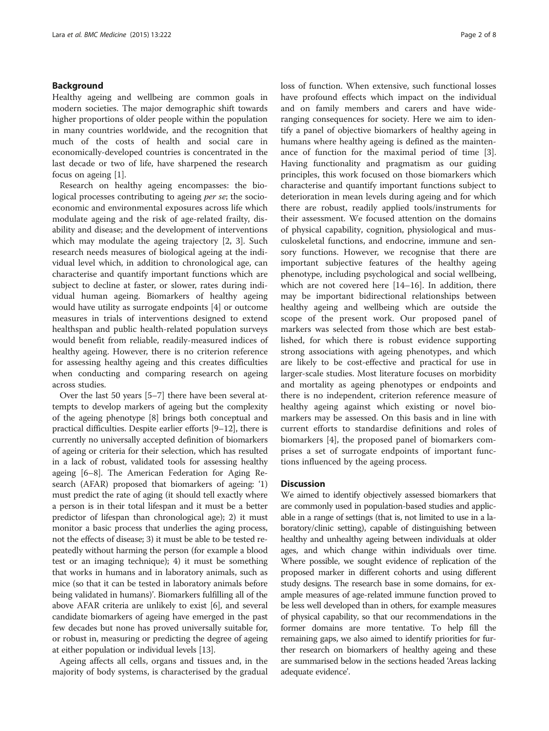## Background

Healthy ageing and wellbeing are common goals in modern societies. The major demographic shift towards higher proportions of older people within the population in many countries worldwide, and the recognition that much of the costs of health and social care in economically-developed countries is concentrated in the last decade or two of life, have sharpened the research focus on ageing [1].

Research on healthy ageing encompasses: the biological processes contributing to ageing *per se*; the socioeconomic and environmental exposures across life which modulate ageing and the risk of age-related frailty, disability and disease; and the development of interventions which may modulate the ageing trajectory [2, 3]. Such research needs measures of biological ageing at the individual level which, in addition to chronological age, can characterise and quantify important functions which are subject to decline at faster, or slower, rates during individual human ageing. Biomarkers of healthy ageing would have utility as surrogate endpoints [4] or outcome measures in trials of interventions designed to extend healthspan and public health-related population surveys would benefit from reliable, readily-measured indices of healthy ageing. However, there is no criterion reference for assessing healthy ageing and this creates difficulties when conducting and comparing research on ageing across studies.

Over the last 50 years [5–7] there have been several attempts to develop markers of ageing but the complexity of the ageing phenotype [8] brings both conceptual and practical difficulties. Despite earlier efforts [9–12], there is currently no universally accepted definition of biomarkers of ageing or criteria for their selection, which has resulted in a lack of robust, validated tools for assessing healthy ageing [6–8]. The American Federation for Aging Research (AFAR) proposed that biomarkers of ageing: '1) must predict the rate of aging (it should tell exactly where a person is in their total lifespan and it must be a better predictor of lifespan than chronological age); 2) it must monitor a basic process that underlies the aging process, not the effects of disease; 3) it must be able to be tested repeatedly without harming the person (for example a blood test or an imaging technique); 4) it must be something that works in humans and in laboratory animals, such as mice (so that it can be tested in laboratory animals before being validated in humans)'. Biomarkers fulfilling all of the above AFAR criteria are unlikely to exist [6], and several candidate biomarkers of ageing have emerged in the past few decades but none has proved universally suitable for, or robust in, measuring or predicting the degree of ageing at either population or individual levels [13].

Ageing affects all cells, organs and tissues and, in the majority of body systems, is characterised by the gradual loss of function. When extensive, such functional losses have profound effects which impact on the individual and on family members and carers and have wide-ranging consequences for society. Here we aim to identify a panel of objective biomarkers of healthy ageing in humans where healthy ageing is defined as the maintenance of function for the maximal period of time [3]. Having functionality and pragmatism as our guiding principles, this work focused on those biomarkers which characterise and quantify important functions subject to deterioration in mean levels during ageing and for which there are robust, readily applied tools/instruments for their assessment. We focused attention on the domains of physical capability, cognition, physiological and musculoskeletal functions, and endocrine, immune and sensory functions. However, we recognise that there are important subjective features of the healthy ageing phenotype, including psychological and social wellbeing, which are not covered here [14–16]. In addition, there may be important bidirectional relationships between healthy ageing and wellbeing which are outside the scope of the present work. Our proposed panel of markers was selected from those which are best established, for which there is robust evidence supporting strong associations with ageing phenotypes, and which are likely to be cost-effective and practical for use in larger-scale studies. Most literature focuses on morbidity and mortality as ageing phenotypes or endpoints and there is no independent, criterion reference measure of healthy ageing against which existing or novel biomarkers may be assessed. On this basis and in line with current efforts to standardise definitions and roles of biomarkers [4], the proposed panel of biomarkers comprises a set of surrogate endpoints of important functions influenced by the ageing process.

## Discussion

We aimed to identify objectively assessed biomarkers that are commonly used in population-based studies and applicable in a range of settings (that is, not limited to use in a laboratory/clinic setting), capable of distinguishing between healthy and unhealthy ageing between individuals at older ages, and which change within individuals over time. Where possible, we sought evidence of replication of the proposed marker in different cohorts and using different study designs. The research base in some domains, for example measures of age-related immune function proved to be less well developed than in others, for example measures of physical capability, so that our recommendations in the former domains are more tentative. To help fill the remaining gaps, we also aimed to identify priorities for further research on biomarkers of healthy ageing and these are summarised below in the sections headed 'Areas lacking adequate evidence'.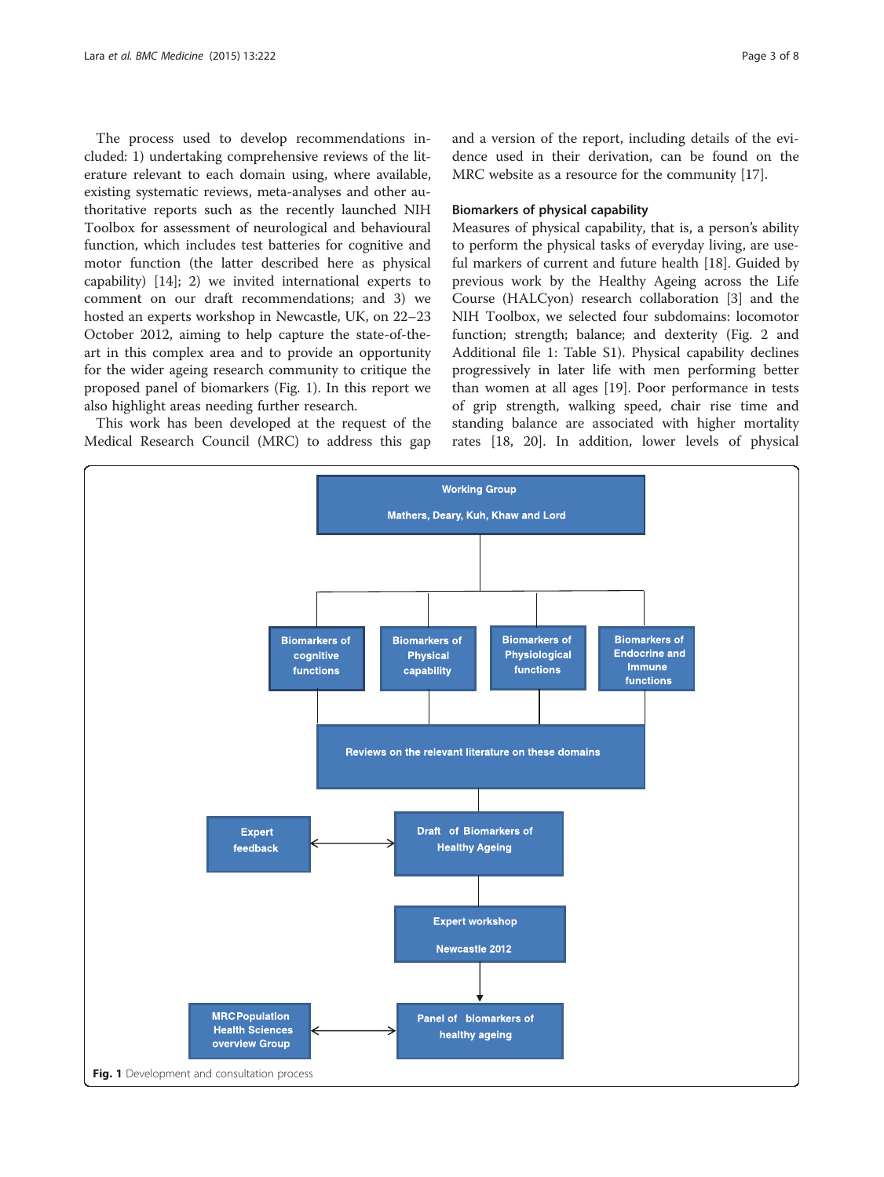The process used to develop recommendations included: 1) undertaking comprehensive reviews of the literature relevant to each domain using, where available, existing systematic reviews, meta-analyses and other authoritative reports such as the recently launched NIH Toolbox for assessment of neurological and behavioural function, which includes test batteries for cognitive and motor function (the latter described here as physical capability) [14]; 2) we invited international experts to comment on our draft recommendations; and 3) we hosted an experts workshop in Newcastle, UK, on 22–23 October 2012, aiming to help capture the state-of-the-art in this complex area and to provide an opportunity for the wider ageing research community to critique the proposed panel of biomarkers (Fig. 1). In this report we also highlight areas needing further research.

This work has been developed at the request of the Medical Research Council (MRC) to address this gap and a version of the report, including details of the evidence used in their derivation, can be found on the MRC website as a resource for the community [17].

### Biomarkers of physical capability

Measures of physical capability, that is, a person's ability to perform the physical tasks of everyday living, are useful markers of current and future health [18]. Guided by previous work by the Healthy Ageing across the Life Course (HALCyon) research collaboration [3] and the NIH Toolbox, we selected four subdomains: locomotor function; strength; balance; and dexterity (Fig. 2 and Additional file 1: Table S1). Physical capability declines progressively in later life with men performing better than women at all ages [19]. Poor performance in tests of grip strength, walking speed, chair rise time and standing balance are associated with higher mortality rates [18, 20]. In addition, lower levels of physical

Working Group

Mathers, Deary, Kuh, Khaw and Lord

Biomarkers of cognitive functions | Biomarkers of Physical capability | Biomarkers of Physiological functions | Biomarkers of Endocrine and Immune functions

Reviews on the relevant literature on these domains

Expert feedback ↔ Draft of Biomarkers of Healthy Ageing

Expert workshop Newcastle 2012

MRC Population Health Sciences overview Group ↔ Panel of biomarkers of healthy ageing

**Fig. 1** Development and consultation process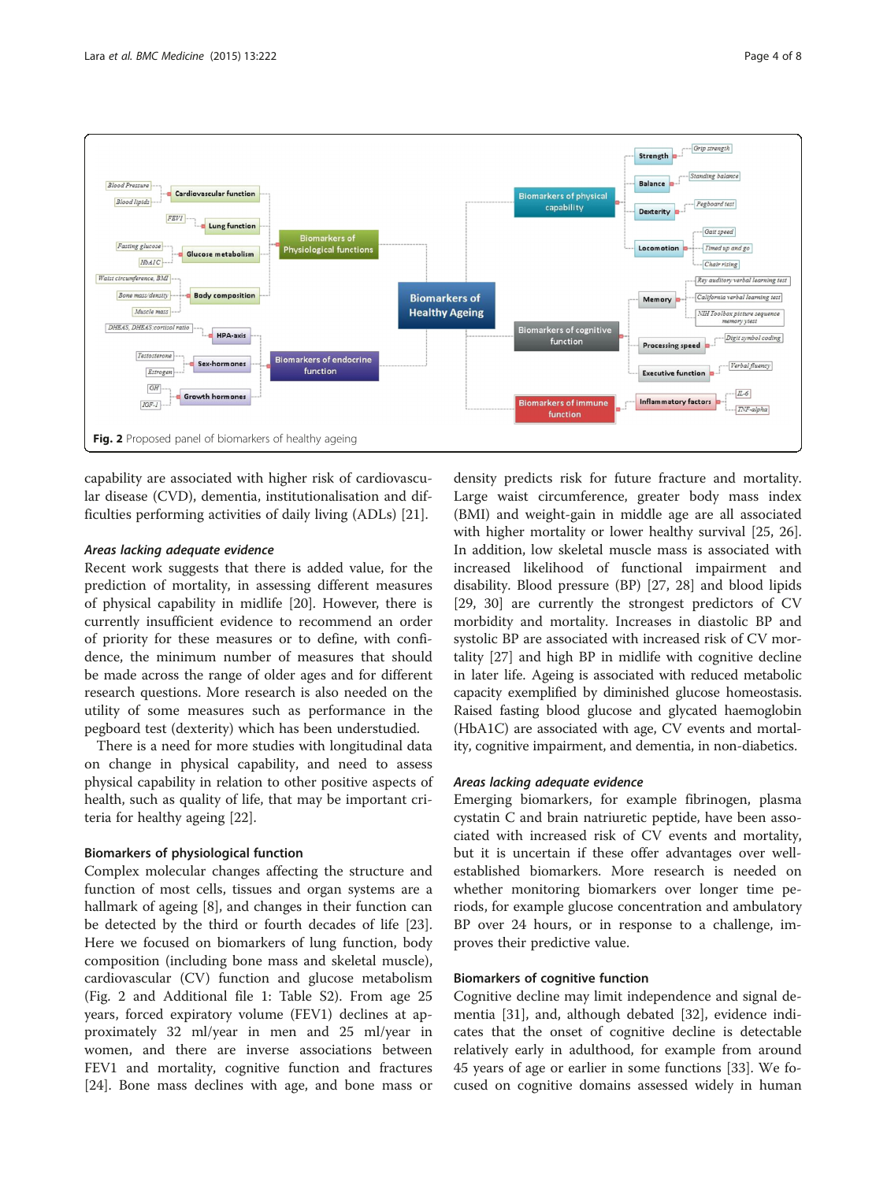Fig. 2 Proposed panel of biomarkers of healthy ageing

capability are associated with higher risk of cardiovascular disease (CVD), dementia, institutionalisation and difficulties performing activities of daily living (ADLs) [21].

#### *Areas lacking adequate evidence*

Recent work suggests that there is added value, for the prediction of mortality, in assessing different measures of physical capability in midlife [20]. However, there is currently insufficient evidence to recommend an order of priority for these measures or to define, with confidence, the minimum number of measures that should be made across the range of older ages and for different research questions. More research is also needed on the utility of some measures such as performance in the pegboard test (dexterity) which has been understudied.

There is a need for more studies with longitudinal data on change in physical capability, and need to assess physical capability in relation to other positive aspects of health, such as quality of life, that may be important criteria for healthy ageing [22].

### Biomarkers of physiological function

Complex molecular changes affecting the structure and function of most cells, tissues and organ systems are a hallmark of ageing [8], and changes in their function can be detected by the third or fourth decades of life [23]. Here we focused on biomarkers of lung function, body composition (including bone mass and skeletal muscle), cardiovascular (CV) function and glucose metabolism (Fig. 2 and Additional file 1: Table S2). From age 25 years, forced expiratory volume (FEV1) declines at approximately 32 ml/year in men and 25 ml/year in women, and there are inverse associations between FEV1 and mortality, cognitive function and fractures [24]. Bone mass declines with age, and bone mass or density predicts risk for future fracture and mortality. Large waist circumference, greater body mass index (BMI) and weight-gain in middle age are all associated with higher mortality or lower healthy survival [25, 26]. In addition, low skeletal muscle mass is associated with increased likelihood of functional impairment and disability. Blood pressure (BP) [27, 28] and blood lipids [29, 30] are currently the strongest predictors of CV morbidity and mortality. Increases in diastolic BP and systolic BP are associated with increased risk of CV mortality [27] and high BP in midlife with cognitive decline in later life. Ageing is associated with reduced metabolic capacity exemplified by diminished glucose homeostasis. Raised fasting blood glucose and glycated haemoglobin (HbA1C) are associated with age, CV events and mortality, cognitive impairment, and dementia, in non-diabetics.

#### *Areas lacking adequate evidence*

Emerging biomarkers, for example fibrinogen, plasma cystatin C and brain natriuretic peptide, have been associated with increased risk of CV events and mortality, but it is uncertain if these offer advantages over well-established biomarkers. More research is needed on whether monitoring biomarkers over longer time periods, for example glucose concentration and ambulatory BP over 24 hours, or in response to a challenge, improves their predictive value.

### Biomarkers of cognitive function

Cognitive decline may limit independence and signal dementia [31], and, although debated [32], evidence indicates that the onset of cognitive decline is detectable relatively early in adulthood, for example from around 45 years of age or earlier in some functions [33]. We focused on cognitive domains assessed widely in human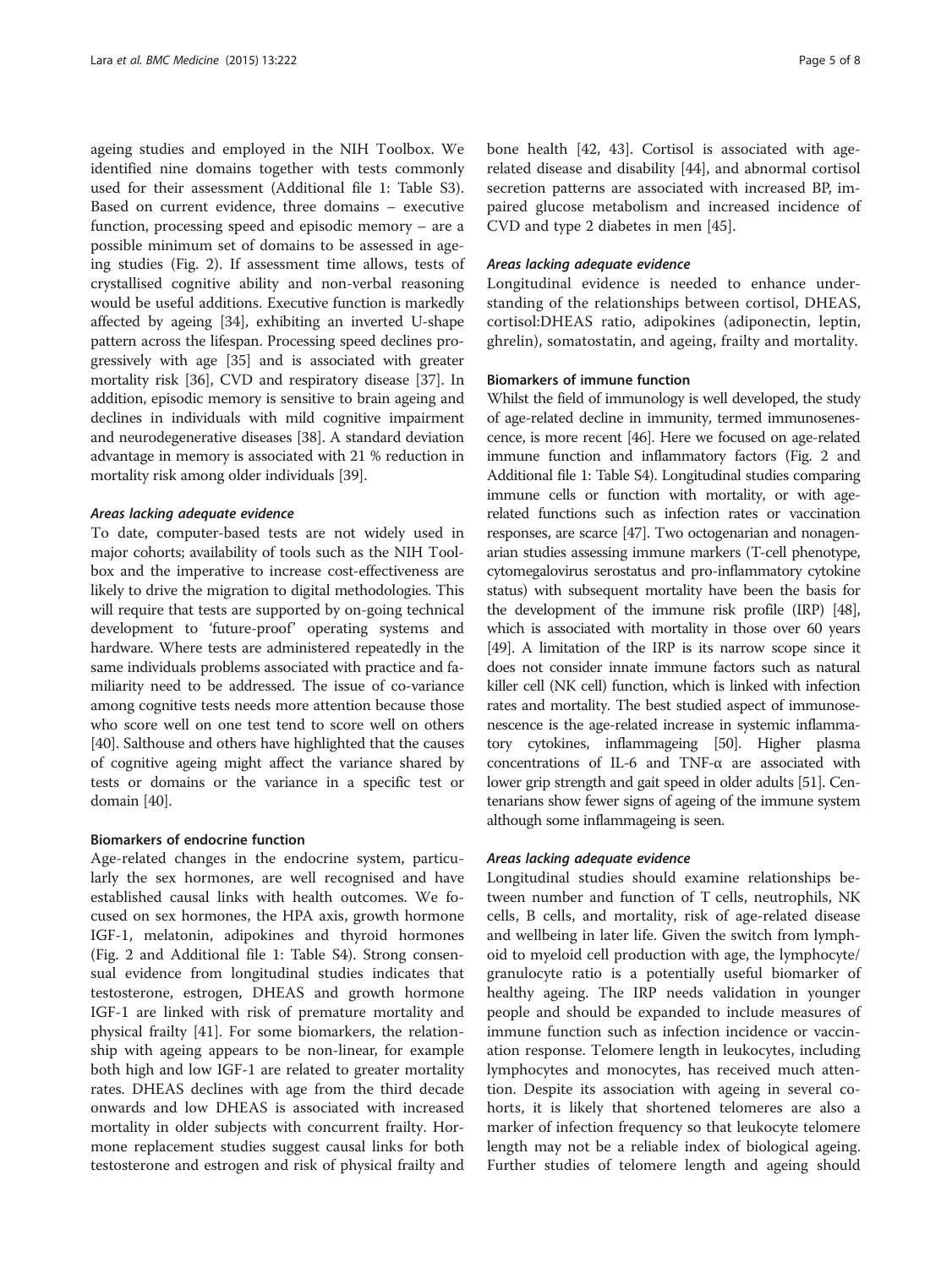ageing studies and employed in the NIH Toolbox. We identified nine domains together with tests commonly used for their assessment (Additional file 1: Table S3). Based on current evidence, three domains – executive function, processing speed and episodic memory – are a possible minimum set of domains to be assessed in ageing studies (Fig. 2). If assessment time allows, tests of crystallised cognitive ability and non-verbal reasoning would be useful additions. Executive function is markedly affected by ageing [34], exhibiting an inverted U-shape pattern across the lifespan. Processing speed declines progressively with age [35] and is associated with greater mortality risk [36], CVD and respiratory disease [37]. In addition, episodic memory is sensitive to brain ageing and declines in individuals with mild cognitive impairment and neurodegenerative diseases [38]. A standard deviation advantage in memory is associated with 21 % reduction in mortality risk among older individuals [39].

#### *Areas lacking adequate evidence*

To date, computer-based tests are not widely used in major cohorts; availability of tools such as the NIH Toolbox and the imperative to increase cost-effectiveness are likely to drive the migration to digital methodologies. This will require that tests are supported by on-going technical development to 'future-proof' operating systems and hardware. Where tests are administered repeatedly in the same individuals problems associated with practice and familiarity need to be addressed. The issue of co-variance among cognitive tests needs more attention because those who score well on one test tend to score well on others [40]. Salthouse and others have highlighted that the causes of cognitive ageing might affect the variance shared by tests or domains or the variance in a specific test or domain [40].

### Biomarkers of endocrine function

Age-related changes in the endocrine system, particularly the sex hormones, are well recognised and have established causal links with health outcomes. We focused on sex hormones, the HPA axis, growth hormone IGF-1, melatonin, adipokines and thyroid hormones (Fig. 2 and Additional file 1: Table S4). Strong consensual evidence from longitudinal studies indicates that testosterone, estrogen, DHEAS and growth hormone IGF-1 are linked with risk of premature mortality and physical frailty [41]. For some biomarkers, the relationship with ageing appears to be non-linear, for example both high and low IGF-1 are related to greater mortality rates. DHEAS declines with age from the third decade onwards and low DHEAS is associated with increased mortality in older subjects with concurrent frailty. Hormone replacement studies suggest causal links for both testosterone and estrogen and risk of physical frailty and bone health [42, 43]. Cortisol is associated with age-related disease and disability [44], and abnormal cortisol secretion patterns are associated with increased BP, impaired glucose metabolism and increased incidence of CVD and type 2 diabetes in men [45].

#### *Areas lacking adequate evidence*

Longitudinal evidence is needed to enhance understanding of the relationships between cortisol, DHEAS, cortisol:DHEAS ratio, adipokines (adiponectin, leptin, ghrelin), somatostatin, and ageing, frailty and mortality.

### Biomarkers of immune function

Whilst the field of immunology is well developed, the study of age-related decline in immunity, termed immunosenescence, is more recent [46]. Here we focused on age-related immune function and inflammatory factors (Fig. 2 and Additional file 1: Table S4). Longitudinal studies comparing immune cells or function with mortality, or with age-related functions such as infection rates or vaccination responses, are scarce [47]. Two octogenarian and nonagenarian studies assessing immune markers (T-cell phenotype, cytomegalovirus serostatus and pro-inflammatory cytokine status) with subsequent mortality have been the basis for the development of the immune risk profile (IRP) [48], which is associated with mortality in those over 60 years [49]. A limitation of the IRP is its narrow scope since it does not consider innate immune factors such as natural killer cell (NK cell) function, which is linked with infection rates and mortality. The best studied aspect of immunosenescence is the age-related increase in systemic inflammatory cytokines, inflammageing [50]. Higher plasma concentrations of IL-6 and TNF-α are associated with lower grip strength and gait speed in older adults [51]. Centenarians show fewer signs of ageing of the immune system although some inflammageing is seen.

#### *Areas lacking adequate evidence*

Longitudinal studies should examine relationships between number and function of T cells, neutrophils, NK cells, B cells, and mortality, risk of age-related disease and wellbeing in later life. Given the switch from lymphoid to myeloid cell production with age, the lymphocyte/granulocyte ratio is a potentially useful biomarker of healthy ageing. The IRP needs validation in younger people and should be expanded to include measures of immune function such as infection incidence or vaccination response. Telomere length in leukocytes, including lymphocytes and monocytes, has received much attention. Despite its association with ageing in several cohorts, it is likely that shortened telomeres are also a marker of infection frequency so that leukocyte telomere length may not be a reliable index of biological ageing. Further studies of telomere length and ageing should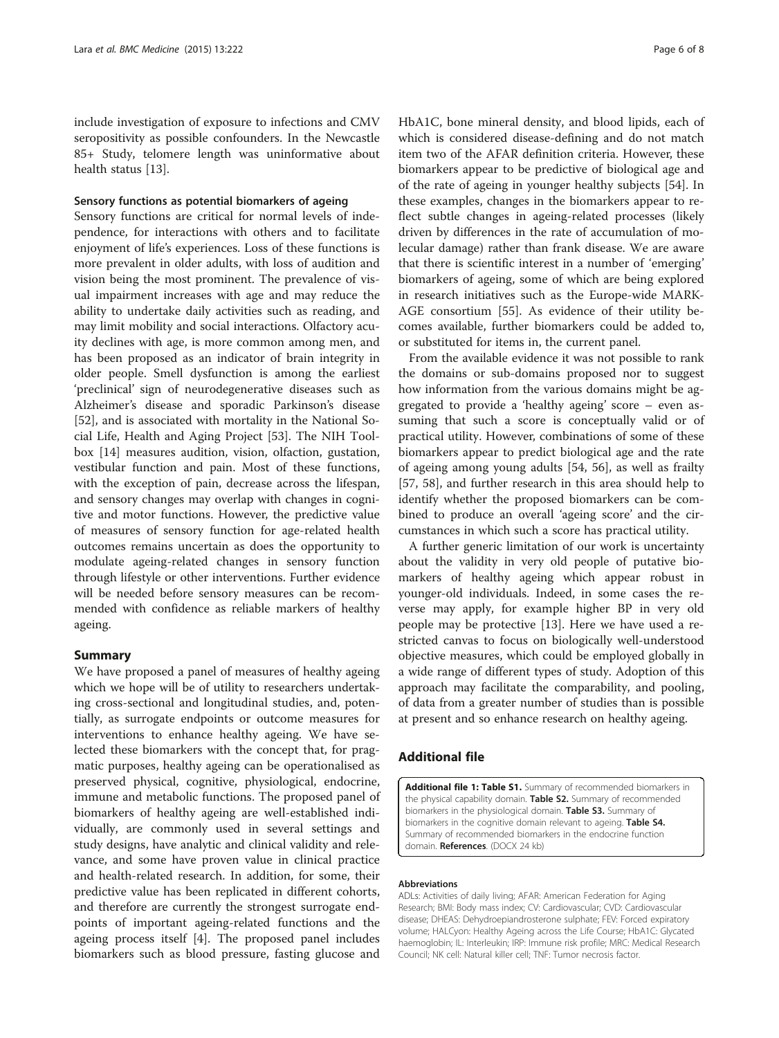include investigation of exposure to infections and CMV seropositivity as possible confounders. In the Newcastle 85+ Study, telomere length was uninformative about health status [13].

#### Sensory functions as potential biomarkers of ageing

Sensory functions are critical for normal levels of independence, for interactions with others and to facilitate enjoyment of life's experiences. Loss of these functions is more prevalent in older adults, with loss of audition and vision being the most prominent. The prevalence of visual impairment increases with age and may reduce the ability to undertake daily activities such as reading, and may limit mobility and social interactions. Olfactory acuity declines with age, is more common among men, and has been proposed as an indicator of brain integrity in older people. Smell dysfunction is among the earliest 'preclinical' sign of neurodegenerative diseases such as Alzheimer's disease and sporadic Parkinson's disease [52], and is associated with mortality in the National Social Life, Health and Aging Project [53]. The NIH Toolbox [14] measures audition, vision, olfaction, gustation, vestibular function and pain. Most of these functions, with the exception of pain, decrease across the lifespan, and sensory changes may overlap with changes in cognitive and motor functions. However, the predictive value of measures of sensory function for age-related health outcomes remains uncertain as does the opportunity to modulate ageing-related changes in sensory function through lifestyle or other interventions. Further evidence will be needed before sensory measures can be recommended with confidence as reliable markers of healthy ageing.

## Summary

We have proposed a panel of measures of healthy ageing which we hope will be of utility to researchers undertaking cross-sectional and longitudinal studies, and, potentially, as surrogate endpoints or outcome measures for interventions to enhance healthy ageing. We have selected these biomarkers with the concept that, for pragmatic purposes, healthy ageing can be operationalised as preserved physical, cognitive, physiological, endocrine, immune and metabolic functions. The proposed panel of biomarkers of healthy ageing are well-established individually, are commonly used in several settings and study designs, have analytic and clinical validity and relevance, and some have proven value in clinical practice and health-related research. In addition, for some, their predictive value has been replicated in different cohorts, and therefore are currently the strongest surrogate endpoints of important ageing-related functions and the ageing process itself [4]. The proposed panel includes biomarkers such as blood pressure, fasting glucose and HbA1C, bone mineral density, and blood lipids, each of which is considered disease-defining and do not match item two of the AFAR definition criteria. However, these biomarkers appear to be predictive of biological age and of the rate of ageing in younger healthy subjects [54]. In these examples, changes in the biomarkers appear to reflect subtle changes in ageing-related processes (likely driven by differences in the rate of accumulation of molecular damage) rather than frank disease. We are aware that there is scientific interest in a number of 'emerging' biomarkers of ageing, some of which are being explored in research initiatives such as the Europe-wide MARK-AGE consortium [55]. As evidence of their utility becomes available, further biomarkers could be added to, or substituted for items in, the current panel.

From the available evidence it was not possible to rank the domains or sub-domains proposed nor to suggest how information from the various domains might be aggregated to provide a 'healthy ageing' score – even assuming that such a score is conceptually valid or of practical utility. However, combinations of some of these biomarkers appear to predict biological age and the rate of ageing among young adults [54, 56], as well as frailty [57, 58], and further research in this area should help to identify whether the proposed biomarkers can be combined to produce an overall 'ageing score' and the circumstances in which such a score has practical utility.

A further generic limitation of our work is uncertainty about the validity in very old people of putative biomarkers of healthy ageing which appear robust in younger-old individuals. Indeed, in some cases the reverse may apply, for example higher BP in very old people may be protective [13]. Here we have used a restricted canvas to focus on biologically well-understood objective measures, which could be employed globally in a wide range of different types of study. Adoption of this approach may facilitate the comparability, and pooling, of data from a greater number of studies than is possible at present and so enhance research on healthy ageing.

## Additional file

**Additional file 1: Table S1.** Summary of recommended biomarkers in the physical capability domain. **Table S2.** Summary of recommended biomarkers in the physiological domain. **Table S3.** Summary of biomarkers in the cognitive domain relevant to ageing. **Table S4.** Summary of recommended biomarkers in the endocrine function domain. **References**. (DOCX 24 kb)

#### Abbreviations

ADLs: Activities of daily living; AFAR: American Federation for Aging Research; BMI: Body mass index; CV: Cardiovascular; CVD: Cardiovascular disease; DHEAS: Dehydroepiandrosterone sulphate; FEV: Forced expiratory volume; HALCyon: Healthy Ageing across the Life Course; HbA1C: Glycated haemoglobin; IL: Interleukin; IRP: Immune risk profile; MRC: Medical Research Council; NK cell: Natural killer cell; TNF: Tumor necrosis factor.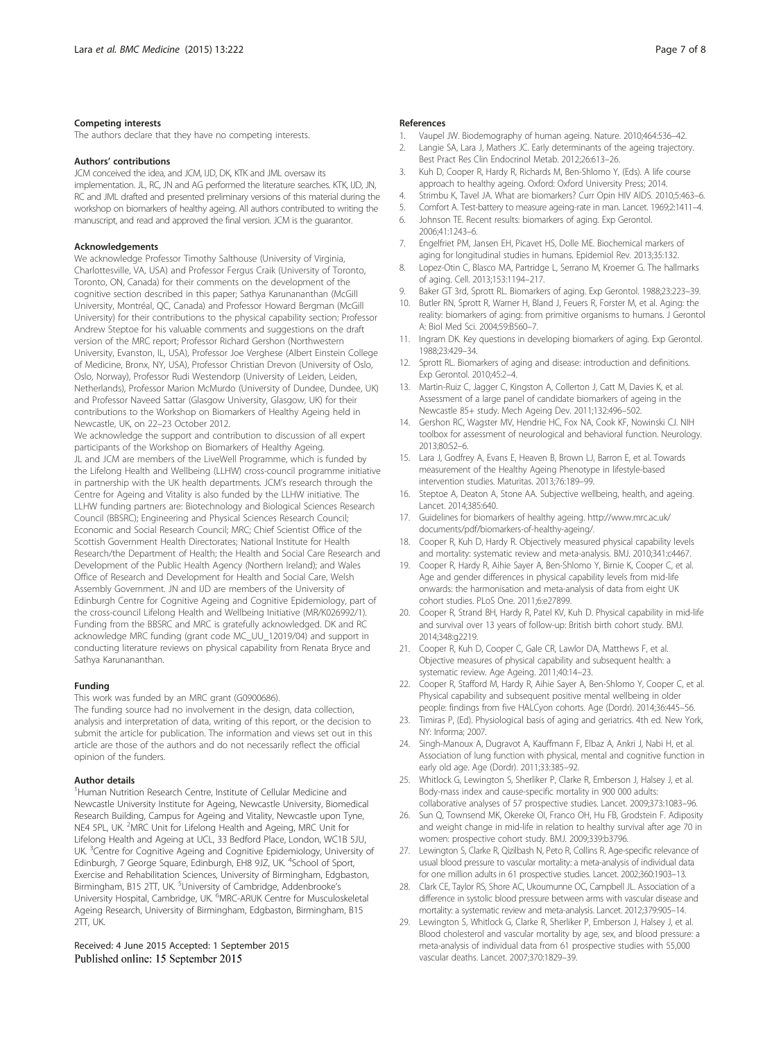### Competing interests

The authors declare that they have no competing interests.

### Authors' contributions

JCM conceived the idea, and JCM, IJD, DK, KTK and JML oversaw its implementation. JL, RC, JN and AG performed the literature searches. KTK, IJD, JN, RC and JML drafted and presented preliminary versions of this material during the workshop on biomarkers of healthy ageing. All authors contributed to writing the manuscript, and read and approved the final version. JCM is the guarantor.

### Acknowledgements

We acknowledge Professor Timothy Salthouse (University of Virginia, Charlottesville, VA, USA) and Professor Fergus Craik (University of Toronto, Toronto, ON, Canada) for their comments on the development of the cognitive section described in this paper; Sathya Karunananthan (McGill University, Montréal, QC, Canada) and Professor Howard Bergman (McGill University) for their contributions to the physical capability section; Professor Andrew Steptoe for his valuable comments and suggestions on the draft version of the MRC report; Professor Richard Gershon (Northwestern University, Evanston, IL, USA), Professor Joe Verghese (Albert Einstein College of Medicine, Bronx, NY, USA), Professor Christian Drevon (University of Oslo, Oslo, Norway), Professor Rudi Westendorp (University of Leiden, Leiden, Netherlands), Professor Marion McMurdo (University of Dundee, Dundee, UK) and Professor Naveed Sattar (Glasgow University, Glasgow, UK) for their contributions to the Workshop on Biomarkers of Healthy Ageing held in Newcastle, UK, on 22–23 October 2012.

We acknowledge the support and contribution to discussion of all expert participants of the Workshop on Biomarkers of Healthy Ageing.

JL and JCM are members of the LiveWell Programme, which is funded by the Lifelong Health and Wellbeing (LLHW) cross-council programme initiative in partnership with the UK health departments. JCM's research through the Centre for Ageing and Vitality is also funded by the LLHW initiative. The LLHW funding partners are: Biotechnology and Biological Sciences Research Council (BBSRC); Engineering and Physical Sciences Research Council; Economic and Social Research Council; MRC; Chief Scientist Office of the Scottish Government Health Directorates; National Institute for Health Research/the Department of Health; the Health and Social Care Research and Development of the Public Health Agency (Northern Ireland); and Wales Office of Research and Development for Health and Social Care, Welsh Assembly Government. JN and IJD are members of the University of Edinburgh Centre for Cognitive Ageing and Cognitive Epidemiology, part of the cross-council Lifelong Health and Wellbeing Initiative (MR/K026992/1). Funding from the BBSRC and MRC is gratefully acknowledged. DK and RC acknowledge MRC funding (grant code MC_UU_12019/04) and support in conducting literature reviews on physical capability from Renata Bryce and Sathya Karunananthan.

### Funding

This work was funded by an MRC grant (G0900686).

The funding source had no involvement in the design, data collection, analysis and interpretation of data, writing of this report, or the decision to submit the article for publication. The information and views set out in this article are those of the authors and do not necessarily reflect the official opinion of the funders.

### Author details

[1]Human Nutrition Research Centre, Institute of Cellular Medicine and Newcastle University Institute for Ageing, Newcastle University, Biomedical Research Building, Campus for Ageing and Vitality, Newcastle upon Tyne, NE4 5PL, UK. [2]MRC Unit for Lifelong Health and Ageing, MRC Unit for Lifelong Health and Ageing at UCL, 33 Bedford Place, London, WC1B 5JU, UK. [3]Centre for Cognitive Ageing and Cognitive Epidemiology, University of Edinburgh, 7 George Square, Edinburgh, EH8 9JZ, UK. [4]School of Sport, Exercise and Rehabilitation Sciences, University of Birmingham, Edgbaston, Birmingham, B15 2TT, UK. [5]University of Cambridge, Addenbrooke's University Hospital, Cambridge, UK. [6]MRC-ARUK Centre for Musculoskeletal Ageing Research, University of Birmingham, Edgbaston, Birmingham, B15 2TT, UK.

Received: 4 June 2015 Accepted: 1 September 2015
Published online: 15 September 2015

### References

1. Vaupel JW. Biodemography of human ageing. Nature. 2010;464:536–42.
2. Langie SA, Lara J, Mathers JC. Early determinants of the ageing trajectory. Best Pract Res Clin Endocrinol Metab. 2012;26:613–26.
3. Kuh D, Cooper R, Hardy R, Richards M, Ben-Shlomo Y, (Eds). A life course approach to healthy ageing. Oxford: Oxford University Press; 2014.
4. Strimbu K, Tavel JA. What are biomarkers? Curr Opin HIV AIDS. 2010;5:463–6.
5. Comfort A. Test-battery to measure ageing-rate in man. Lancet. 1969;2:1411–4.
6. Johnson TE. Recent results: biomarkers of aging. Exp Gerontol. 2006;41:1243–6.
7. Engelfriet PM, Jansen EH, Picavet HS, Dolle ME. Biochemical markers of aging for longitudinal studies in humans. Epidemiol Rev. 2013;35:132.
8. Lopez-Otin C, Blasco MA, Partridge L, Serrano M, Kroemer G. The hallmarks of aging. Cell. 2013;153:1194–217.
9. Baker GT 3rd, Sprott RL. Biomarkers of aging. Exp Gerontol. 1988;23:223–39.
10. Butler RN, Sprott R, Warner H, Bland J, Feuers R, Forster M, et al. Aging: the reality: biomarkers of aging: from primitive organisms to humans. J Gerontol A: Biol Med Sci. 2004;59:B560–7.
11. Ingram DK. Key questions in developing biomarkers of aging. Exp Gerontol. 1988;23:429–34.
12. Sprott RL. Biomarkers of aging and disease: introduction and definitions. Exp Gerontol. 2010;45:2–4.
13. Martin-Ruiz C, Jagger C, Kingston A, Collerton J, Catt M, Davies K, et al. Assessment of a large panel of candidate biomarkers of ageing in the Newcastle 85+ study. Mech Ageing Dev. 2011;132:496–502.
14. Gershon RC, Wagster MV, Hendrie HC, Fox NA, Cook KF, Nowinski CJ. NIH toolbox for assessment of neurological and behavioral function. Neurology. 2013;80:S2–6.
15. Lara J, Godfrey A, Evans E, Heaven B, Brown LJ, Barron E, et al. Towards measurement of the Healthy Ageing Phenotype in lifestyle-based intervention studies. Maturitas. 2013;76:189–99.
16. Steptoe A, Deaton A, Stone AA. Subjective wellbeing, health, and ageing. Lancet. 2014;385:640.
17. Guidelines for biomarkers of healthy ageing. http://www.mrc.ac.uk/documents/pdf/biomarkers-of-healthy-ageing/.
18. Cooper R, Kuh D, Hardy R. Objectively measured physical capability levels and mortality: systematic review and meta-analysis. BMJ. 2010;341:c4467.
19. Cooper R, Hardy R, Aihie Sayer A, Ben-Shlomo Y, Birnie K, Cooper C, et al. Age and gender differences in physical capability levels from mid-life onwards: the harmonisation and meta-analysis of data from eight UK cohort studies. PLoS One. 2011;6:e27899.
20. Cooper R, Strand BH, Hardy R, Patel KV, Kuh D. Physical capability in mid-life and survival over 13 years of follow-up: British birth cohort study. BMJ. 2014;348:g2219.
21. Cooper R, Kuh D, Cooper C, Gale CR, Lawlor DA, Matthews F, et al. Objective measures of physical capability and subsequent health: a systematic review. Age Ageing. 2011;40:14–23.
22. Cooper R, Stafford M, Hardy R, Aihie Sayer A, Ben-Shlomo Y, Cooper C, et al. Physical capability and subsequent positive mental wellbeing in older people: findings from five HALCyon cohorts. Age (Dordr). 2014;36:445–56.
23. Timiras P, (Ed). Physiological basis of aging and geriatrics. 4th ed. New York, NY: Informa; 2007.
24. Singh-Manoux A, Dugravot A, Kauffmann F, Elbaz A, Ankri J, Nabi H, et al. Association of lung function with physical, mental and cognitive function in early old age. Age (Dordr). 2011;33:385–92.
25. Whitlock G, Lewington S, Sherliker P, Clarke R, Emberson J, Halsey J, et al. Body-mass index and cause-specific mortality in 900 000 adults: collaborative analyses of 57 prospective studies. Lancet. 2009;373:1083–96.
26. Sun Q, Townsend MK, Okereke OI, Franco OH, Hu FB, Grodstein F. Adiposity and weight change in mid-life in relation to healthy survival after age 70 in women: prospective cohort study. BMJ. 2009;339:b3796.
27. Lewington S, Clarke R, Qizilbash N, Peto R, Collins R. Age-specific relevance of usual blood pressure to vascular mortality: a meta-analysis of individual data for one million adults in 61 prospective studies. Lancet. 2002;360:1903–13.
28. Clark CE, Taylor RS, Shore AC, Ukoumunne OC, Campbell JL. Association of a difference in systolic blood pressure between arms with vascular disease and mortality: a systematic review and meta-analysis. Lancet. 2012;379:905–14.
29. Lewington S, Whitlock G, Clarke R, Sherliker P, Emberson J, Halsey J, et al. Blood cholesterol and vascular mortality by age, sex, and blood pressure: a meta-analysis of individual data from 61 prospective studies with 55,000 vascular deaths. Lancet. 2007;370:1829–39.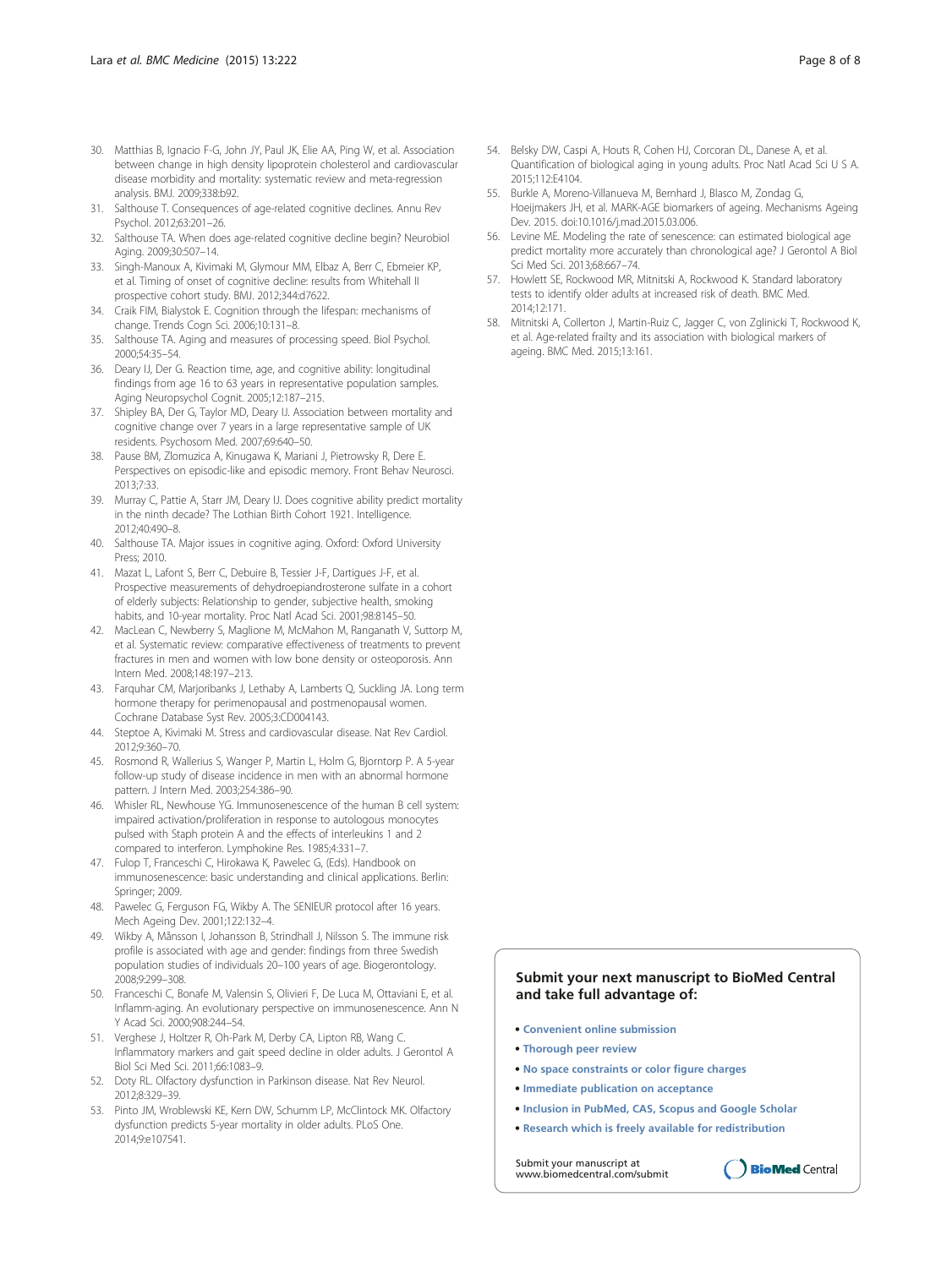30. Matthias B, Ignacio F-G, John JY, Paul JK, Elie AA, Ping W, et al. Association between change in high density lipoprotein cholesterol and cardiovascular disease morbidity and mortality: systematic review and meta-regression analysis. BMJ. 2009;338:b92.
31. Salthouse T. Consequences of age-related cognitive declines. Annu Rev Psychol. 2012;63:201–26.
32. Salthouse TA. When does age-related cognitive decline begin? Neurobiol Aging. 2009;30:507–14.
33. Singh-Manoux A, Kivimaki M, Glymour MM, Elbaz A, Berr C, Ebmeier KP, et al. Timing of onset of cognitive decline: results from Whitehall II prospective cohort study. BMJ. 2012;344:d7622.
34. Craik FIM, Bialystok E. Cognition through the lifespan: mechanisms of change. Trends Cogn Sci. 2006;10:131–8.
35. Salthouse TA. Aging and measures of processing speed. Biol Psychol. 2000;54:35–54.
36. Deary IJ, Der G. Reaction time, age, and cognitive ability: longitudinal findings from age 16 to 63 years in representative population samples. Aging Neuropsychol Cognit. 2005;12:187–215.
37. Shipley BA, Der G, Taylor MD, Deary IJ. Association between mortality and cognitive change over 7 years in a large representative sample of UK residents. Psychosom Med. 2007;69:640–50.
38. Pause BM, Zlomuzica A, Kinugawa K, Mariani J, Pietrowsky R, Dere E. Perspectives on episodic-like and episodic memory. Front Behav Neurosci. 2013;7:33.
39. Murray C, Pattie A, Starr JM, Deary IJ. Does cognitive ability predict mortality in the ninth decade? The Lothian Birth Cohort 1921. Intelligence. 2012;40:490–8.
40. Salthouse TA. Major issues in cognitive aging. Oxford: Oxford University Press; 2010.
41. Mazat L, Lafont S, Berr C, Debuire B, Tessier J-F, Dartigues J-F, et al. Prospective measurements of dehydroepiandrosterone sulfate in a cohort of elderly subjects: Relationship to gender, subjective health, smoking habits, and 10-year mortality. Proc Natl Acad Sci. 2001;98:8145–50.
42. MacLean C, Newberry S, Maglione M, McMahon M, Ranganath V, Suttorp M, et al. Systematic review: comparative effectiveness of treatments to prevent fractures in men and women with low bone density or osteoporosis. Ann Intern Med. 2008;148:197–213.
43. Farquhar CM, Marjoribanks J, Lethaby A, Lamberts Q, Suckling JA. Long term hormone therapy for perimenopausal and postmenopausal women. Cochrane Database Syst Rev. 2005;3:CD004143.
44. Steptoe A, Kivimaki M. Stress and cardiovascular disease. Nat Rev Cardiol. 2012;9:360–70.
45. Rosmond R, Wallerius S, Wanger P, Martin L, Holm G, Bjorntorp P. A 5-year follow-up study of disease incidence in men with an abnormal hormone pattern. J Intern Med. 2003;254:386–90.
46. Whisler RL, Newhouse YG. Immunosenescence of the human B cell system: impaired activation/proliferation in response to autologous monocytes pulsed with Staph protein A and the effects of interleukins 1 and 2 compared to interferon. Lymphokine Res. 1985;4:331–7.
47. Fulop T, Franceschi C, Hirokawa K, Pawelec G, (Eds). Handbook on immunosenescence: basic understanding and clinical applications. Berlin: Springer; 2009.
48. Pawelec G, Ferguson FG, Wikby A. The SENIEUR protocol after 16 years. Mech Ageing Dev. 2001;122:132–4.
49. Wikby A, Månsson I, Johansson B, Strindhall J, Nilsson S. The immune risk profile is associated with age and gender: findings from three Swedish population studies of individuals 20–100 years of age. Biogerontology. 2008;9:299–308.
50. Franceschi C, Bonafe M, Valensin S, Olivieri F, De Luca M, Ottaviani E, et al. Inflamm-aging. An evolutionary perspective on immunosenescence. Ann N Y Acad Sci. 2000;908:244–54.
51. Verghese J, Holtzer R, Oh-Park M, Derby CA, Lipton RB, Wang C. Inflammatory markers and gait speed decline in older adults. J Gerontol A Biol Sci Med Sci. 2011;66:1083–9.
52. Doty RL. Olfactory dysfunction in Parkinson disease. Nat Rev Neurol. 2012;8:329–39.
53. Pinto JM, Wroblewski KE, Kern DW, Schumm LP, McClintock MK. Olfactory dysfunction predicts 5-year mortality in older adults. PLoS One. 2014;9:e107541.
54. Belsky DW, Caspi A, Houts R, Cohen HJ, Corcoran DL, Danese A, et al. Quantification of biological aging in young adults. Proc Natl Acad Sci U S A. 2015;112:E4104.
55. Burkle A, Moreno-Villanueva M, Bernhard J, Blasco M, Zondag G, Hoeijmakers JH, et al. MARK-AGE biomarkers of ageing. Mechanisms Ageing Dev. 2015. doi:10.1016/j.mad.2015.03.006.
56. Levine ME. Modeling the rate of senescence: can estimated biological age predict mortality more accurately than chronological age? J Gerontol A Biol Sci Med Sci. 2013;68:667–74.
57. Howlett SE, Rockwood MR, Mitnitski A, Rockwood K. Standard laboratory tests to identify older adults at increased risk of death. BMC Med. 2014;12:171.
58. Mitnitski A, Collerton J, Martin-Ruiz C, Jagger C, von Zglinicki T, Rockwood K, et al. Age-related frailty and its association with biological markers of ageing. BMC Med. 2015;13:161.

**Submit your next manuscript to BioMed Central and take full advantage of:**

- **Convenient online submission**
- **Thorough peer review**
- **No space constraints or color figure charges**
- **Immediate publication on acceptance**
- **Inclusion in PubMed, CAS, Scopus and Google Scholar**
- **Research which is freely available for redistribution**

Submit your manuscript at www.biomedcentral.com/submit

BioMed Central